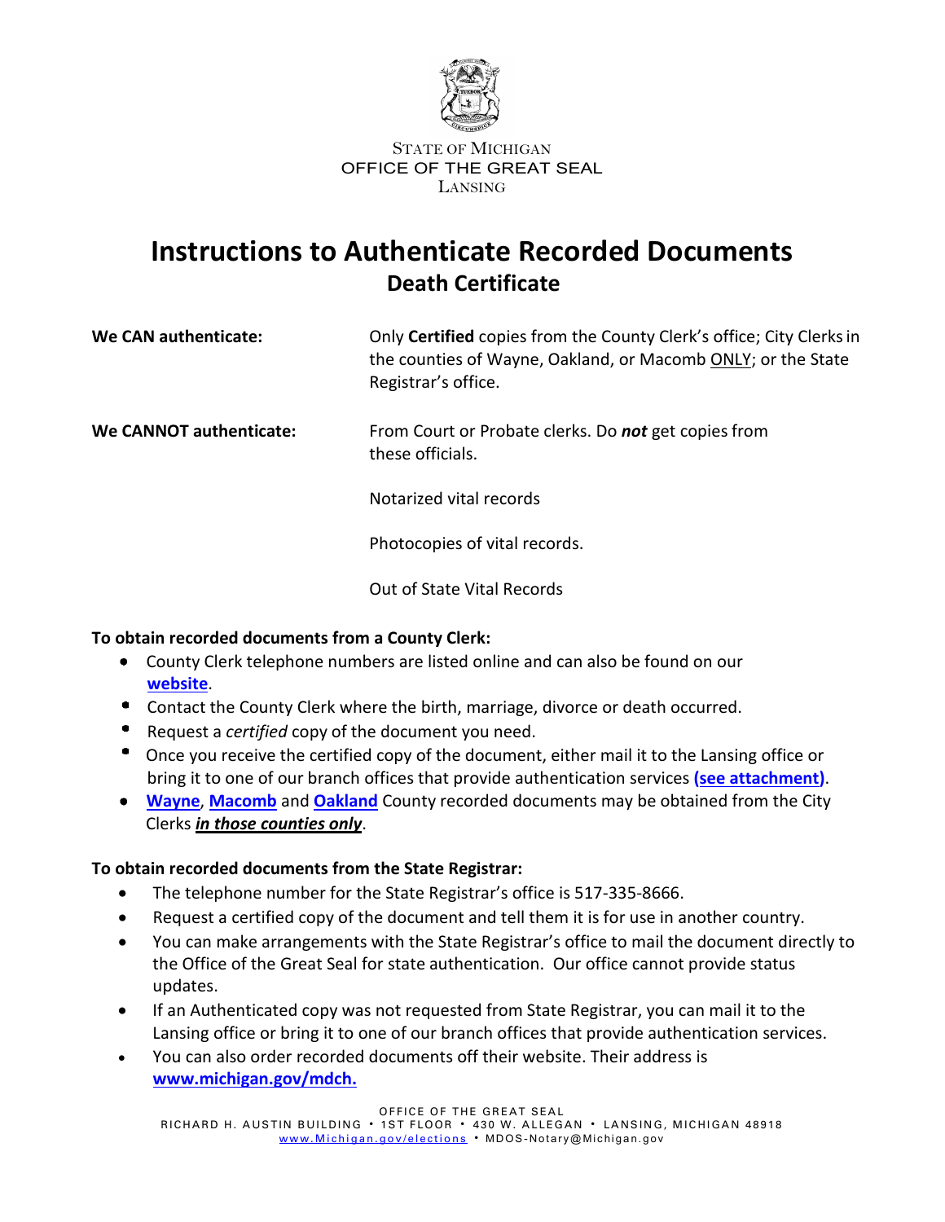STATE OF MICHIGAN
OFFICE OF THE GREAT SEAL
LANSING

# Instructions to Authenticate Recorded Documents

## Death Certificate

| | |
|---|---|
| **We CAN authenticate:** | Only **Certified** copies from the County Clerk's office; City Clerks in the counties of Wayne, Oakland, or Macomb <u>ONLY</u>; or the State Registrar's office. |
| **We CANNOT authenticate:** | From Court or Probate clerks. Do ***not*** get copies from these officials. |
| | Notarized vital records |
| | Photocopies of vital records. |
| | Out of State Vital Records |

**To obtain recorded documents from a County Clerk:**

- County Clerk telephone numbers are listed online and can also be found on our **website**.
- Contact the County Clerk where the birth, marriage, divorce or death occurred.
- Request a *certified* copy of the document you need.
- Once you receive the certified copy of the document, either mail it to the Lansing office or bring it to one of our branch offices that provide authentication services **(see attachment)**.
- **Wayne**, **Macomb** and **Oakland** County recorded documents may be obtained from the City Clerks ***in those counties only***.

**To obtain recorded documents from the State Registrar:**

- The telephone number for the State Registrar's office is 517-335-8666.
- Request a certified copy of the document and tell them it is for use in another country.
- You can make arrangements with the State Registrar's office to mail the document directly to the Office of the Great Seal for state authentication. Our office cannot provide status updates.
- If an Authenticated copy was not requested from State Registrar, you can mail it to the Lansing office or bring it to one of our branch offices that provide authentication services.
- You can also order recorded documents off their website. Their address is **www.michigan.gov/mdch.**

OFFICE OF THE GREAT SEAL
RICHARD H. AUSTIN BUILDING • 1ST FLOOR • 430 W. ALLEGAN • LANSING, MICHIGAN 48918
www.Michigan.gov/elections • MDOS-Notary@Michigan.gov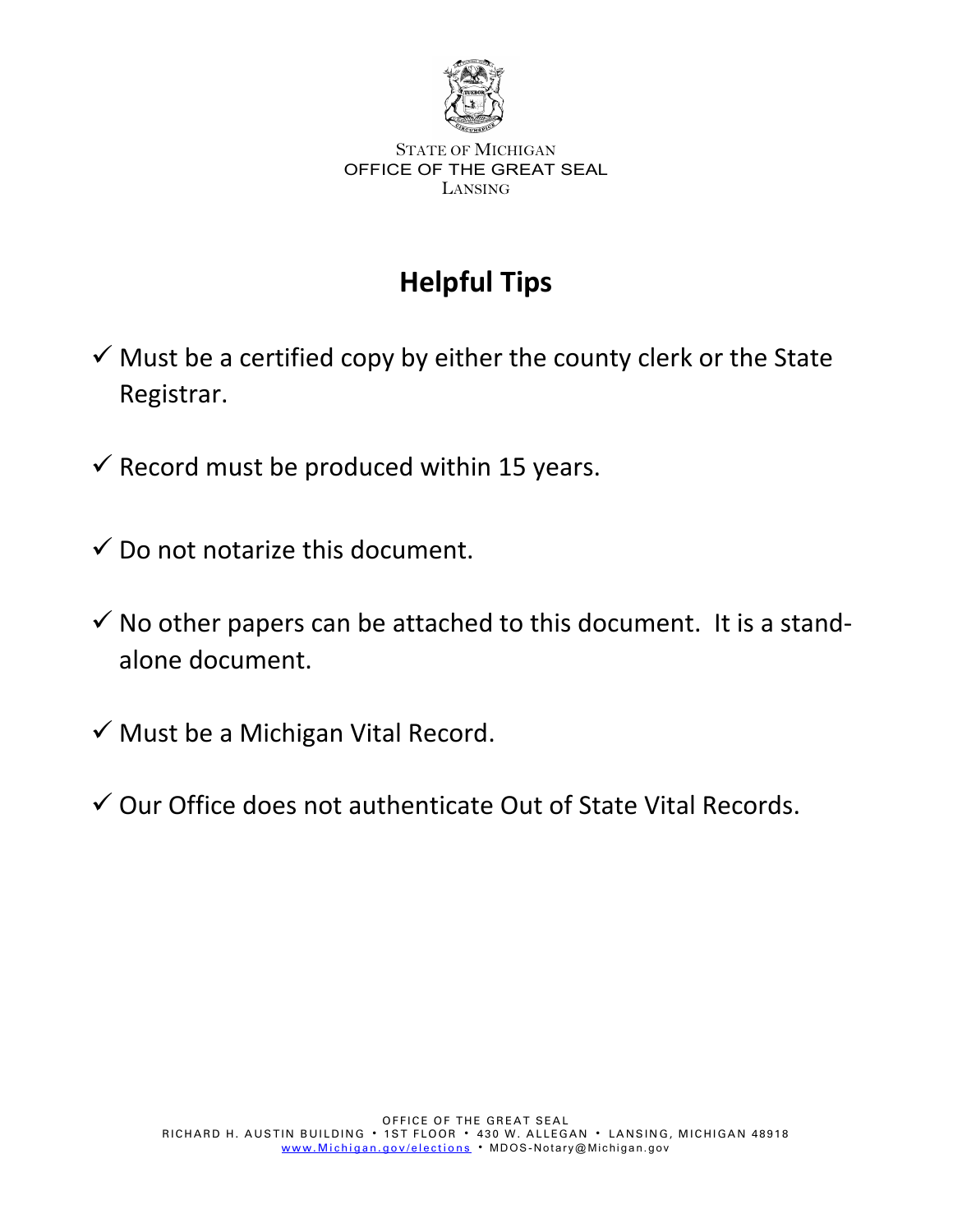STATE OF MICHIGAN
OFFICE OF THE GREAT SEAL
LANSING

# Helpful Tips

- ✓ Must be a certified copy by either the county clerk or the State Registrar.
- ✓ Record must be produced within 15 years.
- ✓ Do not notarize this document.
- ✓ No other papers can be attached to this document. It is a stand-alone document.
- ✓ Must be a Michigan Vital Record.
- ✓ Our Office does not authenticate Out of State Vital Records.

OFFICE OF THE GREAT SEAL
RICHARD H. AUSTIN BUILDING • 1ST FLOOR • 430 W. ALLEGAN • LANSING, MICHIGAN 48918
www.Michigan.gov/elections • MDOS-Notary@Michigan.gov